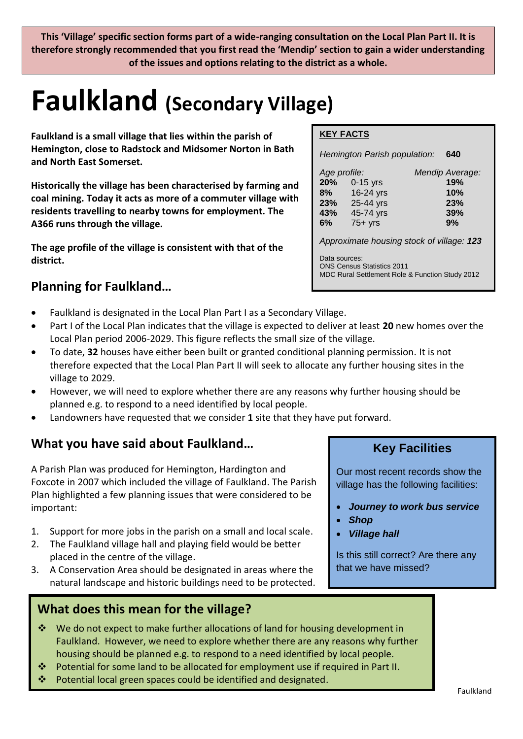**This 'Village' specific section forms part of a wide-ranging consultation on the Local Plan Part II. It is therefore strongly recommended that you first read the 'Mendip' section to gain a wider understanding of the issues and options relating to the district as a whole.**

# Faulkland (Secondary Village)

**Faulkland is a small village that lies within the parish of Hemington, close to Radstock and Midsomer Norton in Bath and North East Somerset.**

**Historically the village has been characterised by farming and coal mining. Today it acts as more of a commuter village with residents travelling to nearby towns for employment. The A366 runs through the village.**

**The age profile of the village is consistent with that of the district.**

**KEY FACTS**

*Hemington Parish population:* **640**

| *Age profile:* | | *Mendip Average:* |
|---|---|---|
| **20%** | 0-15 yrs | **19%** |
| **8%** | 16-24 yrs | **10%** |
| **23%** | 25-44 yrs | **23%** |
| **43%** | 45-74 yrs | **39%** |
| **6%** | 75+ yrs | **9%** |

*Approximate housing stock of village:* ***123***

Data sources:
ONS Census Statistics 2011
MDC Rural Settlement Role & Function Study 2012

## Planning for Faulkland…

- Faulkland is designated in the Local Plan Part I as a Secondary Village.
- Part I of the Local Plan indicates that the village is expected to deliver at least **20** new homes over the Local Plan period 2006-2029. This figure reflects the small size of the village.
- To date, **32** houses have either been built or granted conditional planning permission. It is not therefore expected that the Local Plan Part II will seek to allocate any further housing sites in the village to 2029.
- However, we will need to explore whether there are any reasons why further housing should be planned e.g. to respond to a need identified by local people.
- Landowners have requested that we consider **1** site that they have put forward.

## What you have said about Faulkland…

A Parish Plan was produced for Hemington, Hardington and Foxcote in 2007 which included the village of Faulkland. The Parish Plan highlighted a few planning issues that were considered to be important:

1. Support for more jobs in the parish on a small and local scale.
2. The Faulkland village hall and playing field would be better placed in the centre of the village.
3. A Conservation Area should be designated in areas where the natural landscape and historic buildings need to be protected.

### Key Facilities

Our most recent records show the village has the following facilities:

- ***Journey to work bus service***
- ***Shop***
- ***Village hall***

Is this still correct? Are there any that we have missed?

## What does this mean for the village?

- We do not expect to make further allocations of land for housing development in Faulkland. However, we need to explore whether there are any reasons why further housing should be planned e.g. to respond to a need identified by local people.
- Potential for some land to be allocated for employment use if required in Part II.
- Potential local green spaces could be identified and designated.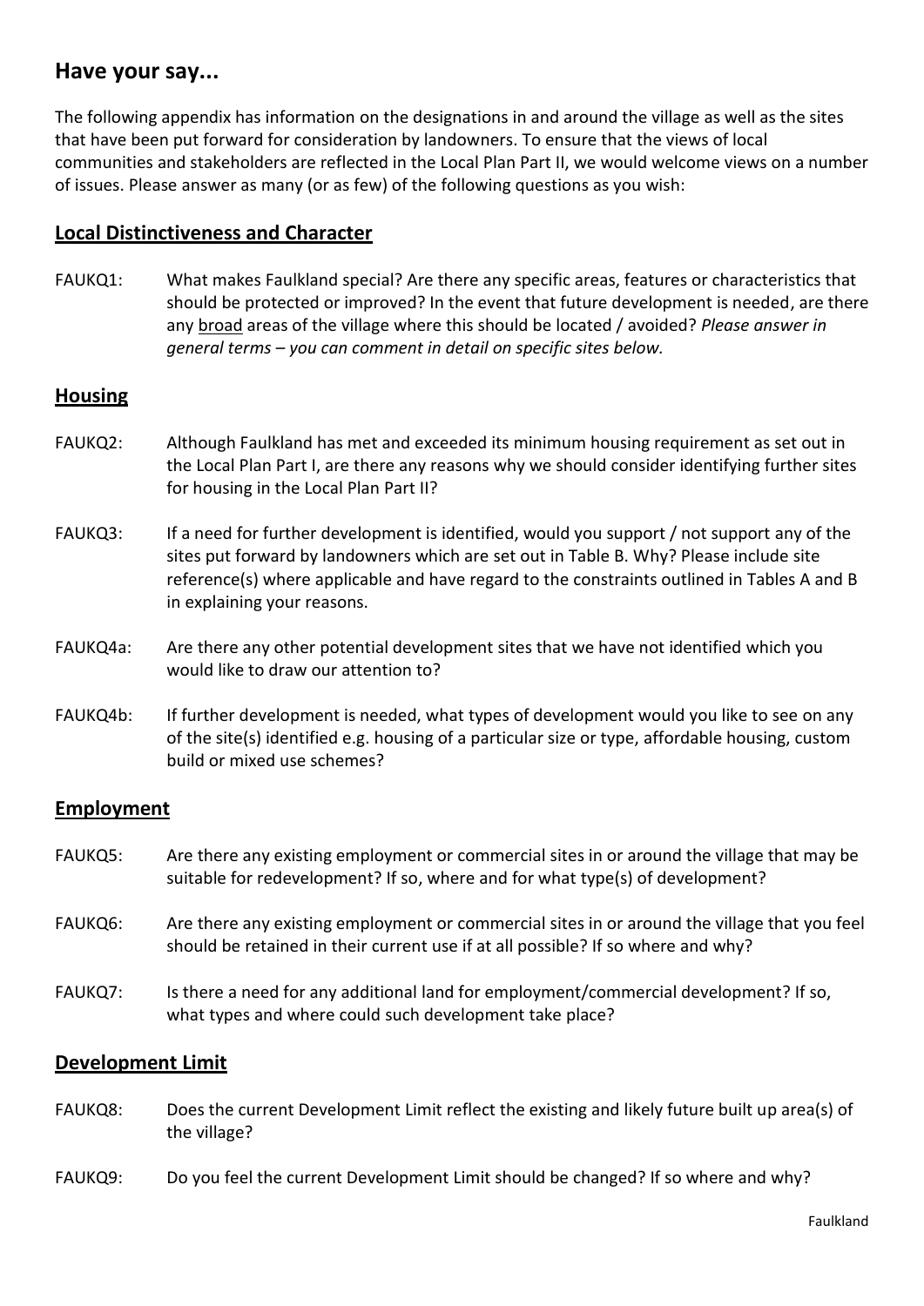## Have your say...

The following appendix has information on the designations in and around the village as well as the sites that have been put forward for consideration by landowners. To ensure that the views of local communities and stakeholders are reflected in the Local Plan Part II, we would welcome views on a number of issues. Please answer as many (or as few) of the following questions as you wish:

### Local Distinctiveness and Character

FAUKQ1: What makes Faulkland special? Are there any specific areas, features or characteristics that should be protected or improved? In the event that future development is needed, are there any broad areas of the village where this should be located / avoided? *Please answer in general terms – you can comment in detail on specific sites below.*

### Housing

FAUKQ2: Although Faulkland has met and exceeded its minimum housing requirement as set out in the Local Plan Part I, are there any reasons why we should consider identifying further sites for housing in the Local Plan Part II?

FAUKQ3: If a need for further development is identified, would you support / not support any of the sites put forward by landowners which are set out in Table B. Why? Please include site reference(s) where applicable and have regard to the constraints outlined in Tables A and B in explaining your reasons.

FAUKQ4a: Are there any other potential development sites that we have not identified which you would like to draw our attention to?

FAUKQ4b: If further development is needed, what types of development would you like to see on any of the site(s) identified e.g. housing of a particular size or type, affordable housing, custom build or mixed use schemes?

### Employment

FAUKQ5: Are there any existing employment or commercial sites in or around the village that may be suitable for redevelopment? If so, where and for what type(s) of development?

FAUKQ6: Are there any existing employment or commercial sites in or around the village that you feel should be retained in their current use if at all possible? If so where and why?

FAUKQ7: Is there a need for any additional land for employment/commercial development? If so, what types and where could such development take place?

### Development Limit

FAUKQ8: Does the current Development Limit reflect the existing and likely future built up area(s) of the village?

FAUKQ9: Do you feel the current Development Limit should be changed? If so where and why?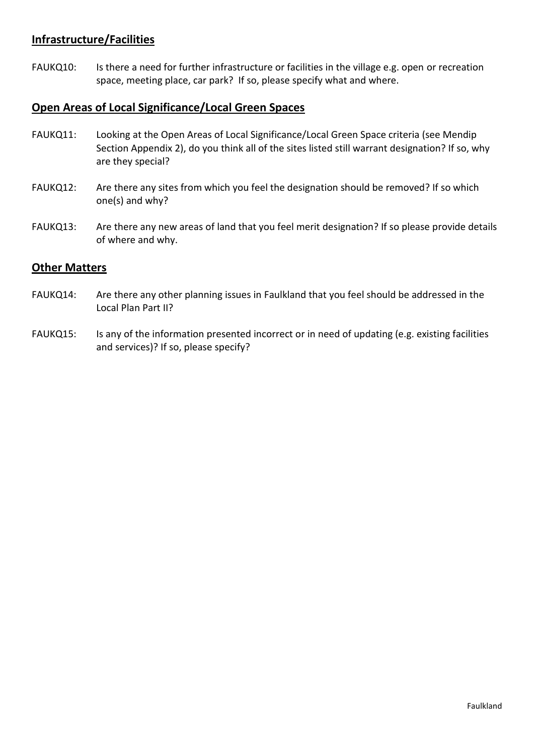## Infrastructure/Facilities

FAUKQ10: Is there a need for further infrastructure or facilities in the village e.g. open or recreation space, meeting place, car park? If so, please specify what and where.

## Open Areas of Local Significance/Local Green Spaces

FAUKQ11: Looking at the Open Areas of Local Significance/Local Green Space criteria (see Mendip Section Appendix 2), do you think all of the sites listed still warrant designation? If so, why are they special?

FAUKQ12: Are there any sites from which you feel the designation should be removed? If so which one(s) and why?

FAUKQ13: Are there any new areas of land that you feel merit designation? If so please provide details of where and why.

## Other Matters

FAUKQ14: Are there any other planning issues in Faulkland that you feel should be addressed in the Local Plan Part II?

FAUKQ15: Is any of the information presented incorrect or in need of updating (e.g. existing facilities and services)? If so, please specify?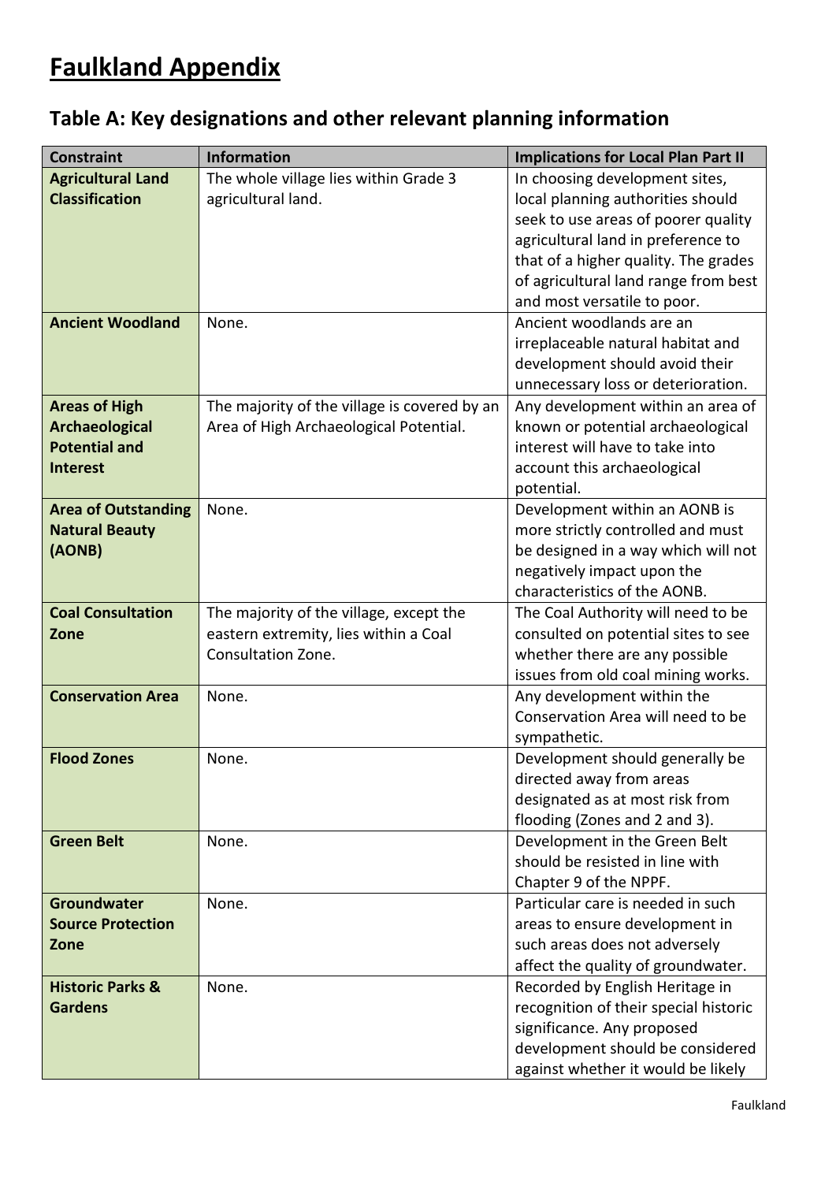# Faulkland Appendix

## Table A: Key designations and other relevant planning information

| Constraint | Information | Implications for Local Plan Part II |
|---|---|---|
| **Agricultural Land Classification** | The whole village lies within Grade 3 agricultural land. | In choosing development sites, local planning authorities should seek to use areas of poorer quality agricultural land in preference to that of a higher quality. The grades of agricultural land range from best and most versatile to poor. |
| **Ancient Woodland** | None. | Ancient woodlands are an irreplaceable natural habitat and development should avoid their unnecessary loss or deterioration. |
| **Areas of High Archaeological Potential and Interest** | The majority of the village is covered by an Area of High Archaeological Potential. | Any development within an area of known or potential archaeological interest will have to take into account this archaeological potential. |
| **Area of Outstanding Natural Beauty (AONB)** | None. | Development within an AONB is more strictly controlled and must be designed in a way which will not negatively impact upon the characteristics of the AONB. |
| **Coal Consultation Zone** | The majority of the village, except the eastern extremity, lies within a Coal Consultation Zone. | The Coal Authority will need to be consulted on potential sites to see whether there are any possible issues from old coal mining works. |
| **Conservation Area** | None. | Any development within the Conservation Area will need to be sympathetic. |
| **Flood Zones** | None. | Development should generally be directed away from areas designated as at most risk from flooding (Zones and 2 and 3). |
| **Green Belt** | None. | Development in the Green Belt should be resisted in line with Chapter 9 of the NPPF. |
| **Groundwater Source Protection Zone** | None. | Particular care is needed in such areas to ensure development in such areas does not adversely affect the quality of groundwater. |
| **Historic Parks & Gardens** | None. | Recorded by English Heritage in recognition of their special historic significance. Any proposed development should be considered against whether it would be likely |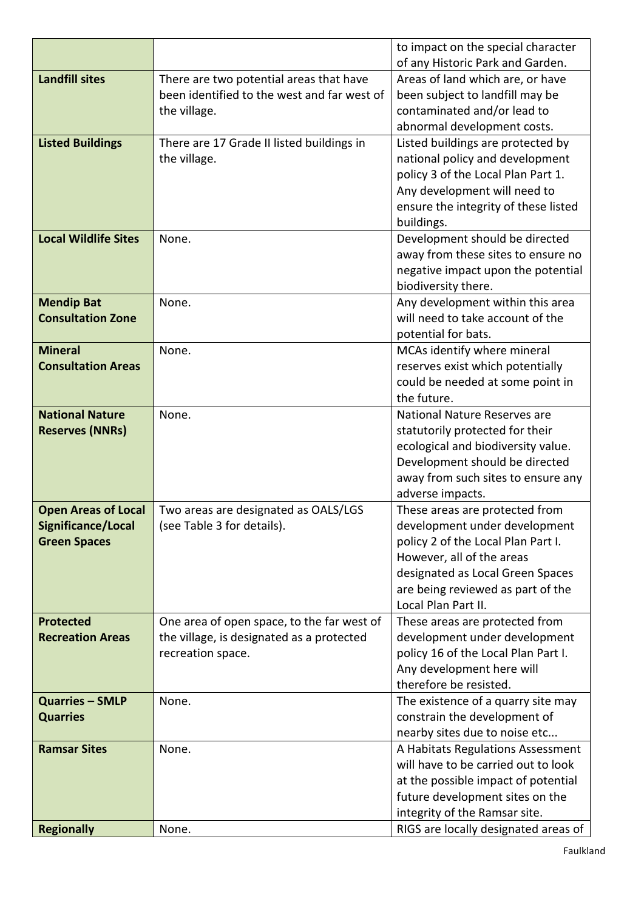| | | to impact on the special character of any Historic Park and Garden. |
|---|---|---|
| **Landfill sites** | There are two potential areas that have been identified to the west and far west of the village. | Areas of land which are, or have been subject to landfill may be contaminated and/or lead to abnormal development costs. |
| **Listed Buildings** | There are 17 Grade II listed buildings in the village. | Listed buildings are protected by national policy and development policy 3 of the Local Plan Part 1. Any development will need to ensure the integrity of these listed buildings. |
| **Local Wildlife Sites** | None. | Development should be directed away from these sites to ensure no negative impact upon the potential biodiversity there. |
| **Mendip Bat Consultation Zone** | None. | Any development within this area will need to take account of the potential for bats. |
| **Mineral Consultation Areas** | None. | MCAs identify where mineral reserves exist which potentially could be needed at some point in the future. |
| **National Nature Reserves (NNRs)** | None. | National Nature Reserves are statutorily protected for their ecological and biodiversity value. Development should be directed away from such sites to ensure any adverse impacts. |
| **Open Areas of Local Significance/Local Green Spaces** | Two areas are designated as OALS/LGS (see Table 3 for details). | These areas are protected from development under development policy 2 of the Local Plan Part I. However, all of the areas designated as Local Green Spaces are being reviewed as part of the Local Plan Part II. |
| **Protected Recreation Areas** | One area of open space, to the far west of the village, is designated as a protected recreation space. | These areas are protected from development under development policy 16 of the Local Plan Part I. Any development here will therefore be resisted. |
| **Quarries – SMLP Quarries** | None. | The existence of a quarry site may constrain the development of nearby sites due to noise etc... |
| **Ramsar Sites** | None. | A Habitats Regulations Assessment will have to be carried out to look at the possible impact of potential future development sites on the integrity of the Ramsar site. |
| **Regionally** | None. | RIGS are locally designated areas of |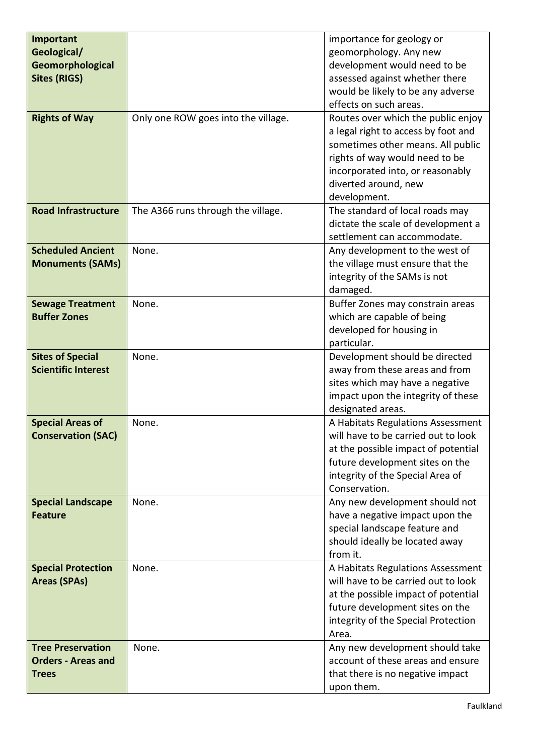| | | |
|---|---|---|
| **Important Geological/ Geomorphological Sites (RIGS)** | | importance for geology or geomorphology. Any new development would need to be assessed against whether there would be likely to be any adverse effects on such areas. |
| **Rights of Way** | Only one ROW goes into the village. | Routes over which the public enjoy a legal right to access by foot and sometimes other means. All public rights of way would need to be incorporated into, or reasonably diverted around, new development. |
| **Road Infrastructure** | The A366 runs through the village. | The standard of local roads may dictate the scale of development a settlement can accommodate. |
| **Scheduled Ancient Monuments (SAMs)** | None. | Any development to the west of the village must ensure that the integrity of the SAMs is not damaged. |
| **Sewage Treatment Buffer Zones** | None. | Buffer Zones may constrain areas which are capable of being developed for housing in particular. |
| **Sites of Special Scientific Interest** | None. | Development should be directed away from these areas and from sites which may have a negative impact upon the integrity of these designated areas. |
| **Special Areas of Conservation (SAC)** | None. | A Habitats Regulations Assessment will have to be carried out to look at the possible impact of potential future development sites on the integrity of the Special Area of Conservation. |
| **Special Landscape Feature** | None. | Any new development should not have a negative impact upon the special landscape feature and should ideally be located away from it. |
| **Special Protection Areas (SPAs)** | None. | A Habitats Regulations Assessment will have to be carried out to look at the possible impact of potential future development sites on the integrity of the Special Protection Area. |
| **Tree Preservation Orders - Areas and Trees** | None. | Any new development should take account of these areas and ensure that there is no negative impact upon them. |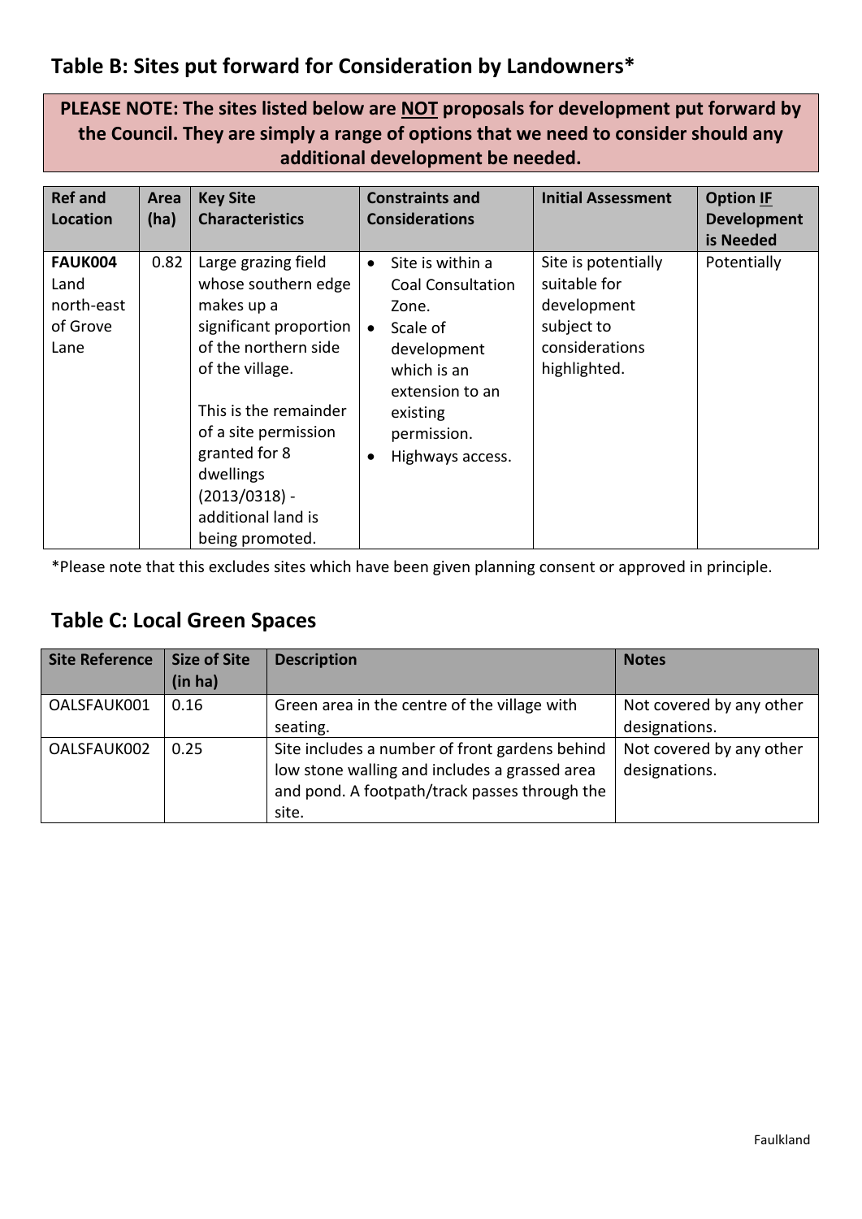## Table B: Sites put forward for Consideration by Landowners*

**PLEASE NOTE: The sites listed below are NOT proposals for development put forward by the Council. They are simply a range of options that we need to consider should any additional development be needed.**

| Ref and Location | Area (ha) | Key Site Characteristics | Constraints and Considerations | Initial Assessment | Option IF Development is Needed |
|---|---|---|---|---|---|
| **FAUK004** Land north-east of Grove Lane | 0.82 | Large grazing field whose southern edge makes up a significant proportion of the northern side of the village.<br><br>This is the remainder of a site permission granted for 8 dwellings (2013/0318) - additional land is being promoted. | • Site is within a Coal Consultation Zone.<br>• Scale of development which is an extension to an existing permission.<br>• Highways access. | Site is potentially suitable for development subject to considerations highlighted. | Potentially |

*Please note that this excludes sites which have been given planning consent or approved in principle.

## Table C: Local Green Spaces

| Site Reference | Size of Site (in ha) | Description | Notes |
|---|---|---|---|
| OALSFAUK001 | 0.16 | Green area in the centre of the village with seating. | Not covered by any other designations. |
| OALSFAUK002 | 0.25 | Site includes a number of front gardens behind low stone walling and includes a grassed area and pond. A footpath/track passes through the site. | Not covered by any other designations. |